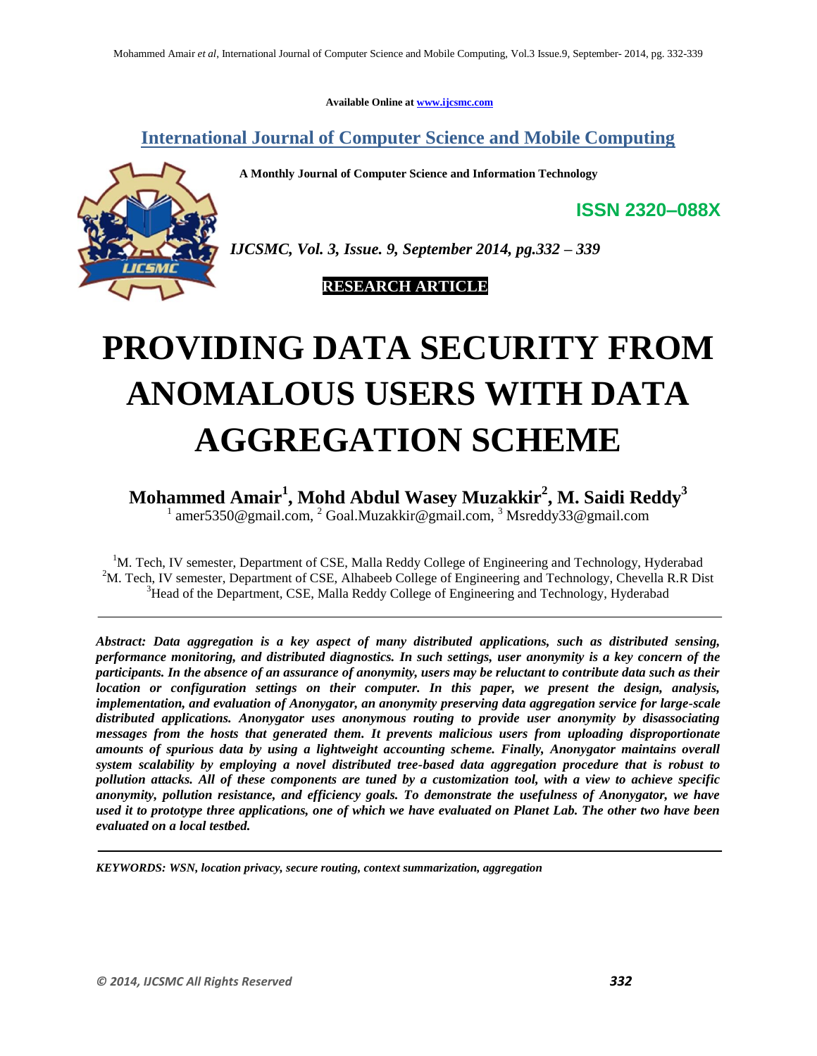Available Online at www.ijcsmc.com

## International Journal of Computer Science and Mobile Computing

**A Monthly Journal of Computer Science and Information Technology**

**ISSN 2320–088X**

***IJCSMC, Vol. 3, Issue. 9, September 2014, pg.332 – 339***

**RESEARCH ARTICLE**

# PROVIDING DATA SECURITY FROM ANOMALOUS USERS WITH DATA AGGREGATION SCHEME

**Mohammed Amair[1], Mohd Abdul Wasey Muzakkir[2], M. Saidi Reddy[3]**

[1] amer5350@gmail.com, [2] Goal.Muzakkir@gmail.com, [3] Msreddy33@gmail.com

[1]M. Tech, IV semester, Department of CSE, Malla Reddy College of Engineering and Technology, Hyderabad
[2]M. Tech, IV semester, Department of CSE, Alhabeeb College of Engineering and Technology, Chevella R.R Dist
[3]Head of the Department, CSE, Malla Reddy College of Engineering and Technology, Hyderabad

***Abstract: Data aggregation is a key aspect of many distributed applications, such as distributed sensing, performance monitoring, and distributed diagnostics. In such settings, user anonymity is a key concern of the participants. In the absence of an assurance of anonymity, users may be reluctant to contribute data such as their location or configuration settings on their computer. In this paper, we present the design, analysis, implementation, and evaluation of Anonygator, an anonymity preserving data aggregation service for large-scale distributed applications. Anonygator uses anonymous routing to provide user anonymity by disassociating messages from the hosts that generated them. It prevents malicious users from uploading disproportionate amounts of spurious data by using a lightweight accounting scheme. Finally, Anonygator maintains overall system scalability by employing a novel distributed tree-based data aggregation procedure that is robust to pollution attacks. All of these components are tuned by a customization tool, with a view to achieve specific anonymity, pollution resistance, and efficiency goals. To demonstrate the usefulness of Anonygator, we have used it to prototype three applications, one of which we have evaluated on Planet Lab. The other two have been evaluated on a local testbed.***

***KEYWORDS: WSN, location privacy, secure routing, context summarization, aggregation***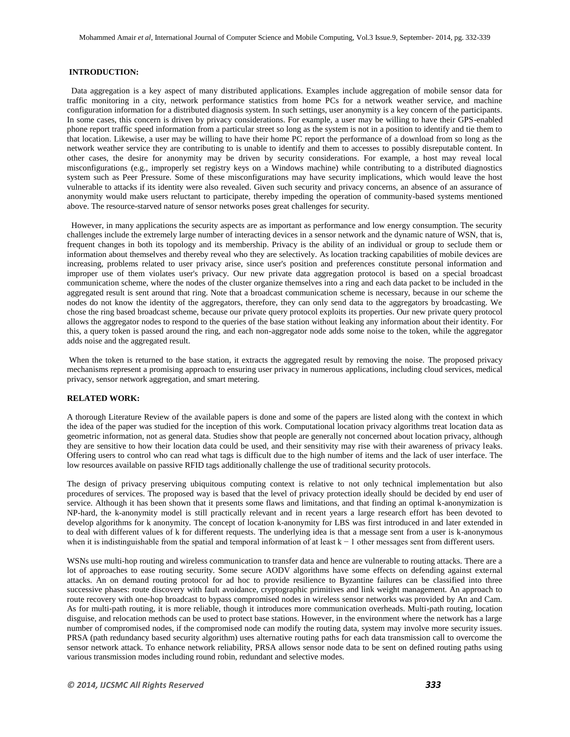## INTRODUCTION:

Data aggregation is a key aspect of many distributed applications. Examples include aggregation of mobile sensor data for traffic monitoring in a city, network performance statistics from home PCs for a network weather service, and machine configuration information for a distributed diagnosis system. In such settings, user anonymity is a key concern of the participants. In some cases, this concern is driven by privacy considerations. For example, a user may be willing to have their GPS-enabled phone report traffic speed information from a particular street so long as the system is not in a position to identify and tie them to that location. Likewise, a user may be willing to have their home PC report the performance of a download from so long as the network weather service they are contributing to is unable to identify and them to accesses to possibly disreputable content. In other cases, the desire for anonymity may be driven by security considerations. For example, a host may reveal local misconfigurations (e.g., improperly set registry keys on a Windows machine) while contributing to a distributed diagnostics system such as Peer Pressure. Some of these misconfigurations may have security implications, which would leave the host vulnerable to attacks if its identity were also revealed. Given such security and privacy concerns, an absence of an assurance of anonymity would make users reluctant to participate, thereby impeding the operation of community-based systems mentioned above. The resource-starved nature of sensor networks poses great challenges for security.

However, in many applications the security aspects are as important as performance and low energy consumption. The security challenges include the extremely large number of interacting devices in a sensor network and the dynamic nature of WSN, that is, frequent changes in both its topology and its membership. Privacy is the ability of an individual or group to seclude them or information about themselves and thereby reveal who they are selectively. As location tracking capabilities of mobile devices are increasing, problems related to user privacy arise, since user's position and preferences constitute personal information and improper use of them violates user's privacy. Our new private data aggregation protocol is based on a special broadcast communication scheme, where the nodes of the cluster organize themselves into a ring and each data packet to be included in the aggregated result is sent around that ring. Note that a broadcast communication scheme is necessary, because in our scheme the nodes do not know the identity of the aggregators, therefore, they can only send data to the aggregators by broadcasting. We chose the ring based broadcast scheme, because our private query protocol exploits its properties. Our new private query protocol allows the aggregator nodes to respond to the queries of the base station without leaking any information about their identity. For this, a query token is passed around the ring, and each non-aggregator node adds some noise to the token, while the aggregator adds noise and the aggregated result.

When the token is returned to the base station, it extracts the aggregated result by removing the noise. The proposed privacy mechanisms represent a promising approach to ensuring user privacy in numerous applications, including cloud services, medical privacy, sensor network aggregation, and smart metering.

## RELATED WORK:

A thorough Literature Review of the available papers is done and some of the papers are listed along with the context in which the idea of the paper was studied for the inception of this work. Computational location privacy algorithms treat location data as geometric information, not as general data. Studies show that people are generally not concerned about location privacy, although they are sensitive to how their location data could be used, and their sensitivity may rise with their awareness of privacy leaks. Offering users to control who can read what tags is difficult due to the high number of items and the lack of user interface. The low resources available on passive RFID tags additionally challenge the use of traditional security protocols.

The design of privacy preserving ubiquitous computing context is relative to not only technical implementation but also procedures of services. The proposed way is based that the level of privacy protection ideally should be decided by end user of service. Although it has been shown that it presents some flaws and limitations, and that finding an optimal k-anonymization is NP-hard, the k-anonymity model is still practically relevant and in recent years a large research effort has been devoted to develop algorithms for k anonymity. The concept of location k-anonymity for LBS was first introduced in and later extended in to deal with different values of k for different requests. The underlying idea is that a message sent from a user is k-anonymous when it is indistinguishable from the spatial and temporal information of at least $k - 1$ other messages sent from different users.

WSNs use multi-hop routing and wireless communication to transfer data and hence are vulnerable to routing attacks. There are a lot of approaches to ease routing security. Some secure AODV algorithms have some effects on defending against external attacks. An on demand routing protocol for ad hoc to provide resilience to Byzantine failures can be classified into three successive phases: route discovery with fault avoidance, cryptographic primitives and link weight management. An approach to route recovery with one-hop broadcast to bypass compromised nodes in wireless sensor networks was provided by An and Cam. As for multi-path routing, it is more reliable, though it introduces more communication overheads. Multi-path routing, location disguise, and relocation methods can be used to protect base stations. However, in the environment where the network has a large number of compromised nodes, if the compromised node can modify the routing data, system may involve more security issues. PRSA (path redundancy based security algorithm) uses alternative routing paths for each data transmission call to overcome the sensor network attack. To enhance network reliability, PRSA allows sensor node data to be sent on defined routing paths using various transmission modes including round robin, redundant and selective modes.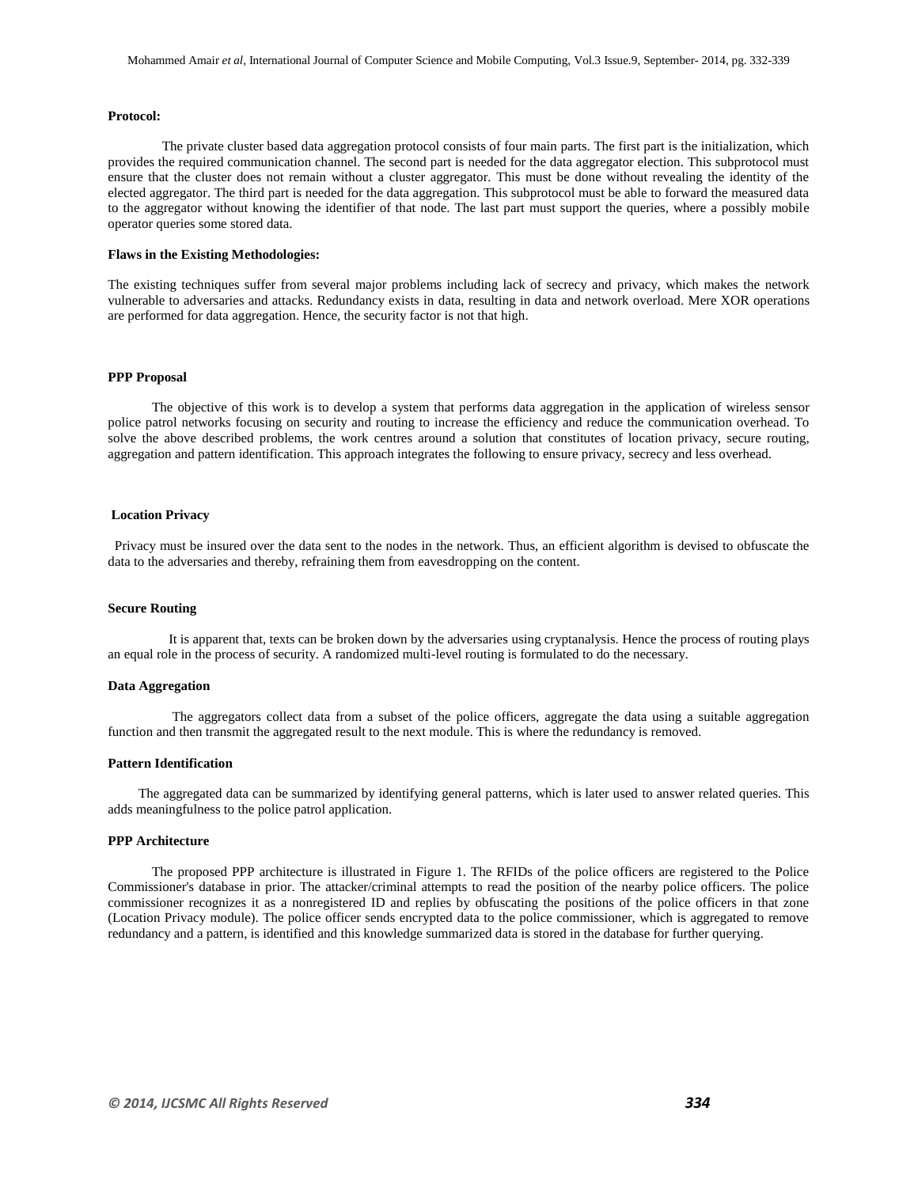**Protocol:**

The private cluster based data aggregation protocol consists of four main parts. The first part is the initialization, which provides the required communication channel. The second part is needed for the data aggregator election. This subprotocol must ensure that the cluster does not remain without a cluster aggregator. This must be done without revealing the identity of the elected aggregator. The third part is needed for the data aggregation. This subprotocol must be able to forward the measured data to the aggregator without knowing the identifier of that node. The last part must support the queries, where a possibly mobile operator queries some stored data.

**Flaws in the Existing Methodologies:**

The existing techniques suffer from several major problems including lack of secrecy and privacy, which makes the network vulnerable to adversaries and attacks. Redundancy exists in data, resulting in data and network overload. Mere XOR operations are performed for data aggregation. Hence, the security factor is not that high.

**PPP Proposal**

The objective of this work is to develop a system that performs data aggregation in the application of wireless sensor police patrol networks focusing on security and routing to increase the efficiency and reduce the communication overhead. To solve the above described problems, the work centres around a solution that constitutes of location privacy, secure routing, aggregation and pattern identification. This approach integrates the following to ensure privacy, secrecy and less overhead.

**Location Privacy**

Privacy must be insured over the data sent to the nodes in the network. Thus, an efficient algorithm is devised to obfuscate the data to the adversaries and thereby, refraining them from eavesdropping on the content.

**Secure Routing**

It is apparent that, texts can be broken down by the adversaries using cryptanalysis. Hence the process of routing plays an equal role in the process of security. A randomized multi-level routing is formulated to do the necessary.

**Data Aggregation**

The aggregators collect data from a subset of the police officers, aggregate the data using a suitable aggregation function and then transmit the aggregated result to the next module. This is where the redundancy is removed.

**Pattern Identification**

The aggregated data can be summarized by identifying general patterns, which is later used to answer related queries. This adds meaningfulness to the police patrol application.

**PPP Architecture**

The proposed PPP architecture is illustrated in Figure 1. The RFIDs of the police officers are registered to the Police Commissioner's database in prior. The attacker/criminal attempts to read the position of the nearby police officers. The police commissioner recognizes it as a nonregistered ID and replies by obfuscating the positions of the police officers in that zone (Location Privacy module). The police officer sends encrypted data to the police commissioner, which is aggregated to remove redundancy and a pattern, is identified and this knowledge summarized data is stored in the database for further querying.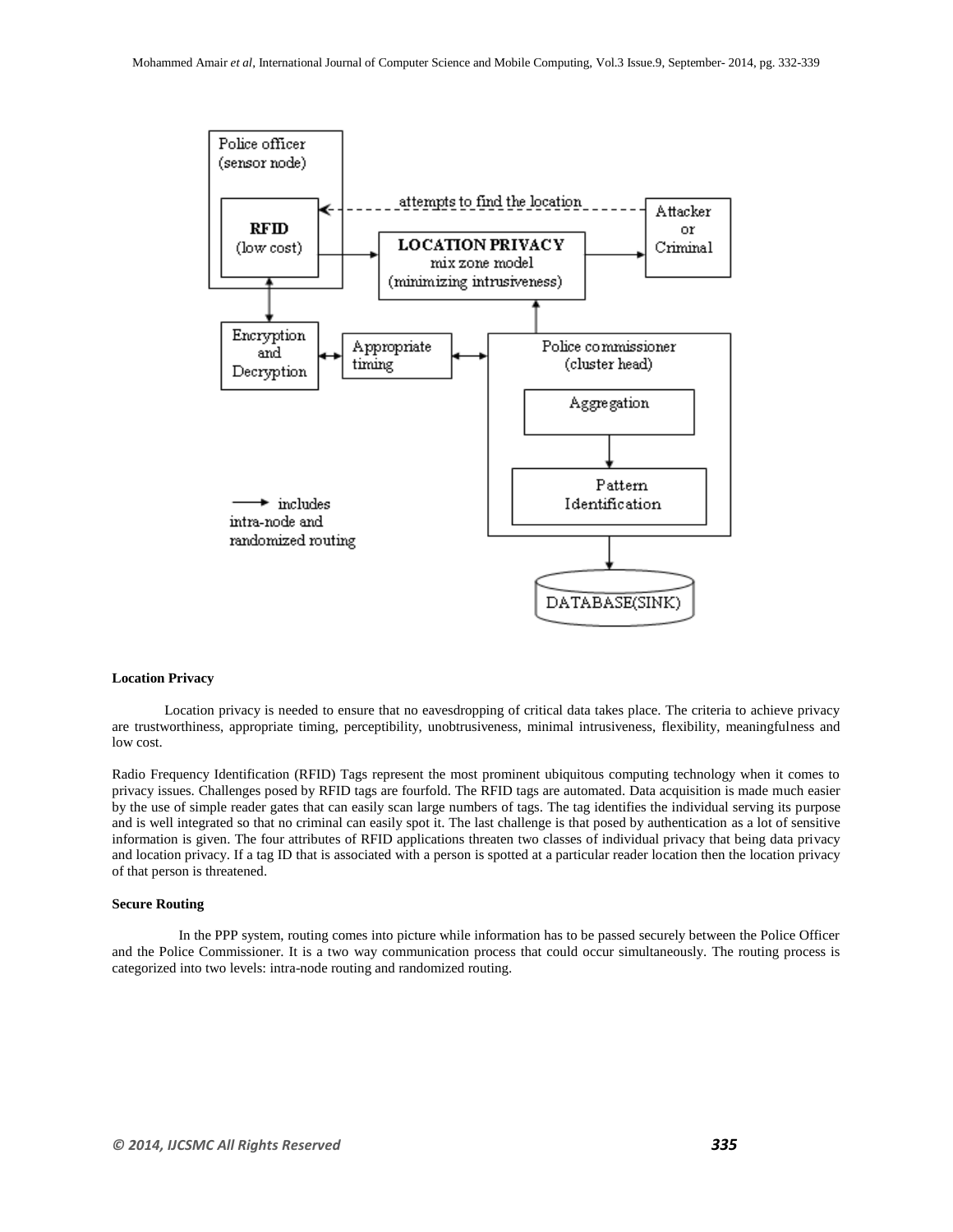**Location Privacy**

Location privacy is needed to ensure that no eavesdropping of critical data takes place. The criteria to achieve privacy are trustworthiness, appropriate timing, perceptibility, unobtrusiveness, minimal intrusiveness, flexibility, meaningfulness and low cost.

Radio Frequency Identification (RFID) Tags represent the most prominent ubiquitous computing technology when it comes to privacy issues. Challenges posed by RFID tags are fourfold. The RFID tags are automated. Data acquisition is made much easier by the use of simple reader gates that can easily scan large numbers of tags. The tag identifies the individual serving its purpose and is well integrated so that no criminal can easily spot it. The last challenge is that posed by authentication as a lot of sensitive information is given. The four attributes of RFID applications threaten two classes of individual privacy that being data privacy and location privacy. If a tag ID that is associated with a person is spotted at a particular reader location then the location privacy of that person is threatened.

**Secure Routing**

In the PPP system, routing comes into picture while information has to be passed securely between the Police Officer and the Police Commissioner. It is a two way communication process that could occur simultaneously. The routing process is categorized into two levels: intra-node routing and randomized routing.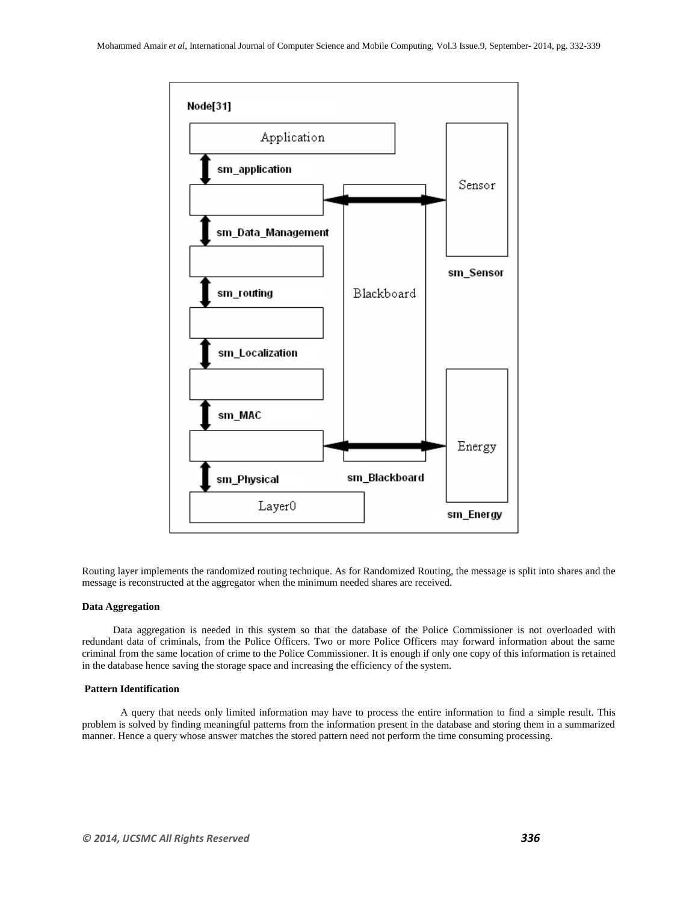Routing layer implements the randomized routing technique. As for Randomized Routing, the message is split into shares and the message is reconstructed at the aggregator when the minimum needed shares are received.

**Data Aggregation**

Data aggregation is needed in this system so that the database of the Police Commissioner is not overloaded with redundant data of criminals, from the Police Officers. Two or more Police Officers may forward information about the same criminal from the same location of crime to the Police Commissioner. It is enough if only one copy of this information is retained in the database hence saving the storage space and increasing the efficiency of the system.

**Pattern Identification**

A query that needs only limited information may have to process the entire information to find a simple result. This problem is solved by finding meaningful patterns from the information present in the database and storing them in a summarized manner. Hence a query whose answer matches the stored pattern need not perform the time consuming processing.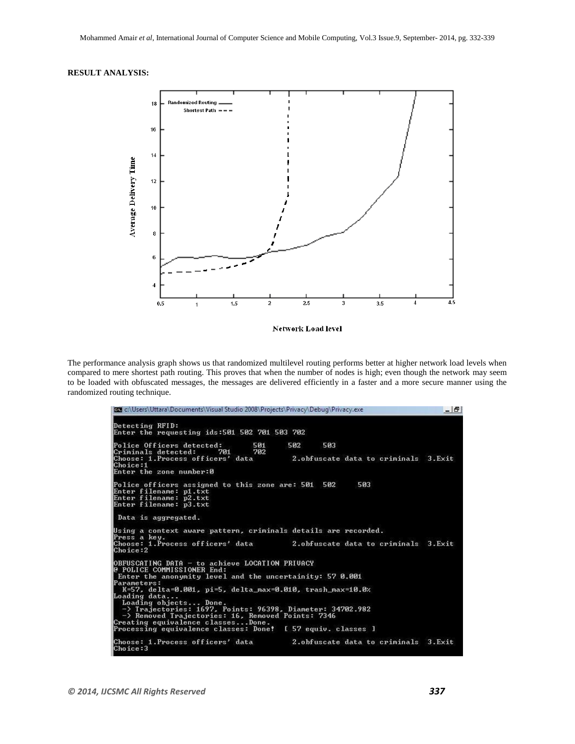**RESULT ANALYSIS:**

The performance analysis graph shows us that randomized multilevel routing performs better at higher network load levels when compared to mere shortest path routing. This proves that when the number of nodes is high; even though the network may seem to be loaded with obfuscated messages, the messages are delivered efficiently in a faster and a more secure manner using the randomized routing technique.

```
c:\Users\Uttara\Documents\Visual Studio 2008\Projects\Privacy\Debug\Privacy.exe

Detecting RFID:
Enter the requesting ids:501 502 701 503 702

Police Officers detected:      501     502     503
Criminals detected:    701     702
Choose: 1.Process officers' data        2.obfuscate data to criminals  3.Exit
Choice:1
Enter the zone number:0

Police officers assigned to this zone are: 501  502     503
Enter filename: p1.txt
Enter filename: p2.txt
Enter filename: p3.txt

 Data is aggregated.

Using a context aware pattern, criminals details are recorded.
Press a key.
Choose: 1.Process officers' data        2.obfuscate data to criminals  3.Exit
Choice:2

OBFUSCATING DATA - to achieve LOCATION PRIVACY
@ POLICE COMMISSIONER End:
 Enter the anonymity level and the uncertainity: 57 0.001
Parameters:
  K=57, delta=0.001, pi=5, delta_max=0.010, trash_max=10.0%
Loading data...
  Loading objects... Done.
  -> Trajectories: 1697, Points: 96398, Diameter: 34702.982
  -> Removed Trajectories: 16, Removed Points: 7346
Creating equivalence classes...Done.
Processing equivalence classes: Done!  [ 57 equiv. classes ]

Choose: 1.Process officers' data        2.obfuscate data to criminals  3.Exit
Choice:3
```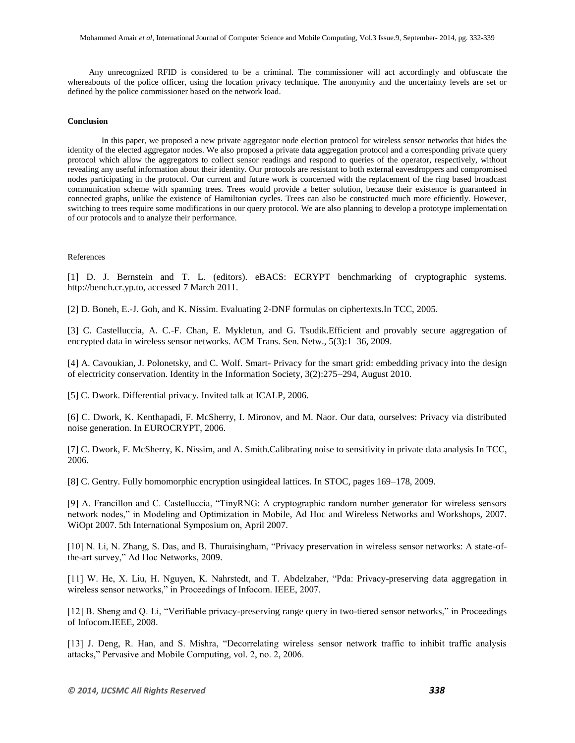Any unrecognized RFID is considered to be a criminal. The commissioner will act accordingly and obfuscate the whereabouts of the police officer, using the location privacy technique. The anonymity and the uncertainty levels are set or defined by the police commissioner based on the network load.

**Conclusion**

In this paper, we proposed a new private aggregator node election protocol for wireless sensor networks that hides the identity of the elected aggregator nodes. We also proposed a private data aggregation protocol and a corresponding private query protocol which allow the aggregators to collect sensor readings and respond to queries of the operator, respectively, without revealing any useful information about their identity. Our protocols are resistant to both external eavesdroppers and compromised nodes participating in the protocol. Our current and future work is concerned with the replacement of the ring based broadcast communication scheme with spanning trees. Trees would provide a better solution, because their existence is guaranteed in connected graphs, unlike the existence of Hamiltonian cycles. Trees can also be constructed much more efficiently. However, switching to trees require some modifications in our query protocol. We are also planning to develop a prototype implementation of our protocols and to analyze their performance.

References

[1] D. J. Bernstein and T. L. (editors). eBACS: ECRYPT benchmarking of cryptographic systems. http://bench.cr.yp.to, accessed 7 March 2011.

[2] D. Boneh, E.-J. Goh, and K. Nissim. Evaluating 2-DNF formulas on ciphertexts.In TCC, 2005.

[3] C. Castelluccia, A. C.-F. Chan, E. Mykletun, and G. Tsudik.Efficient and provably secure aggregation of encrypted data in wireless sensor networks. ACM Trans. Sen. Netw., 5(3):1–36, 2009.

[4] A. Cavoukian, J. Polonetsky, and C. Wolf. Smart- Privacy for the smart grid: embedding privacy into the design of electricity conservation. Identity in the Information Society, 3(2):275–294, August 2010.

[5] C. Dwork. Differential privacy. Invited talk at ICALP, 2006.

[6] C. Dwork, K. Kenthapadi, F. McSherry, I. Mironov, and M. Naor. Our data, ourselves: Privacy via distributed noise generation. In EUROCRYPT, 2006.

[7] C. Dwork, F. McSherry, K. Nissim, and A. Smith.Calibrating noise to sensitivity in private data analysis In TCC, 2006.

[8] C. Gentry. Fully homomorphic encryption usingideal lattices. In STOC, pages 169–178, 2009.

[9] A. Francillon and C. Castelluccia, "TinyRNG: A cryptographic random number generator for wireless sensors network nodes," in Modeling and Optimization in Mobile, Ad Hoc and Wireless Networks and Workshops, 2007. WiOpt 2007. 5th International Symposium on, April 2007.

[10] N. Li, N. Zhang, S. Das, and B. Thuraisingham, "Privacy preservation in wireless sensor networks: A state-of-the-art survey," Ad Hoc Networks, 2009.

[11] W. He, X. Liu, H. Nguyen, K. Nahrstedt, and T. Abdelzaher, "Pda: Privacy-preserving data aggregation in wireless sensor networks," in Proceedings of Infocom. IEEE, 2007.

[12] B. Sheng and Q. Li, "Verifiable privacy-preserving range query in two-tiered sensor networks," in Proceedings of Infocom.IEEE, 2008.

[13] J. Deng, R. Han, and S. Mishra, "Decorrelating wireless sensor network traffic to inhibit traffic analysis attacks," Pervasive and Mobile Computing, vol. 2, no. 2, 2006.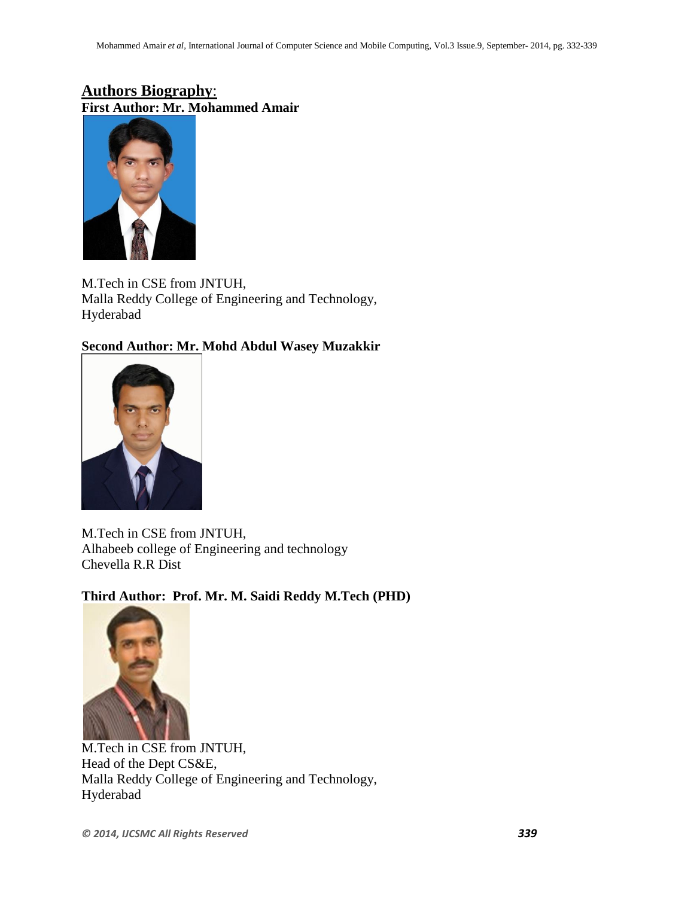## Authors Biography:

**First Author: Mr. Mohammed Amair**

M.Tech in CSE from JNTUH,
Malla Reddy College of Engineering and Technology,
Hyderabad

**Second Author: Mr. Mohd Abdul Wasey Muzakkir**

M.Tech in CSE from JNTUH,
Alhabeeb college of Engineering and technology
Chevella R.R Dist

**Third Author: Prof. Mr. M. Saidi Reddy M.Tech (PHD)**

M.Tech in CSE from JNTUH,
Head of the Dept CS&E,
Malla Reddy College of Engineering and Technology,
Hyderabad